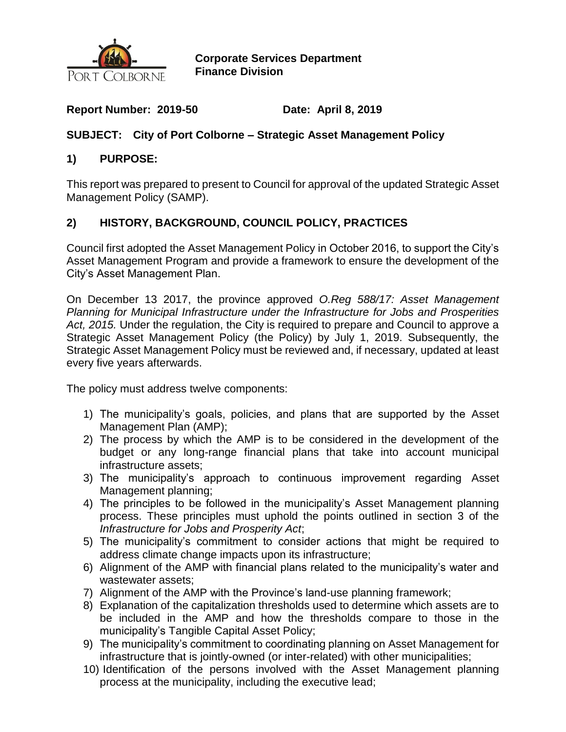PORT COLBORNE

**Corporate Services Department**
**Finance Division**

**Report Number: 2019-50** **Date: April 8, 2019**

**SUBJECT: City of Port Colborne – Strategic Asset Management Policy**

## 1) PURPOSE:

This report was prepared to present to Council for approval of the updated Strategic Asset Management Policy (SAMP).

## 2) HISTORY, BACKGROUND, COUNCIL POLICY, PRACTICES

Council first adopted the Asset Management Policy in October 2016, to support the City's Asset Management Program and provide a framework to ensure the development of the City's Asset Management Plan.

On December 13 2017, the province approved *O.Reg 588/17: Asset Management Planning for Municipal Infrastructure under the Infrastructure for Jobs and Prosperities Act, 2015.* Under the regulation, the City is required to prepare and Council to approve a Strategic Asset Management Policy (the Policy) by July 1, 2019. Subsequently, the Strategic Asset Management Policy must be reviewed and, if necessary, updated at least every five years afterwards.

The policy must address twelve components:

1) The municipality's goals, policies, and plans that are supported by the Asset Management Plan (AMP);
2) The process by which the AMP is to be considered in the development of the budget or any long-range financial plans that take into account municipal infrastructure assets;
3) The municipality's approach to continuous improvement regarding Asset Management planning;
4) The principles to be followed in the municipality's Asset Management planning process. These principles must uphold the points outlined in section 3 of the *Infrastructure for Jobs and Prosperity Act*;
5) The municipality's commitment to consider actions that might be required to address climate change impacts upon its infrastructure;
6) Alignment of the AMP with financial plans related to the municipality's water and wastewater assets;
7) Alignment of the AMP with the Province's land-use planning framework;
8) Explanation of the capitalization thresholds used to determine which assets are to be included in the AMP and how the thresholds compare to those in the municipality's Tangible Capital Asset Policy;
9) The municipality's commitment to coordinating planning on Asset Management for infrastructure that is jointly-owned (or inter-related) with other municipalities;
10) Identification of the persons involved with the Asset Management planning process at the municipality, including the executive lead;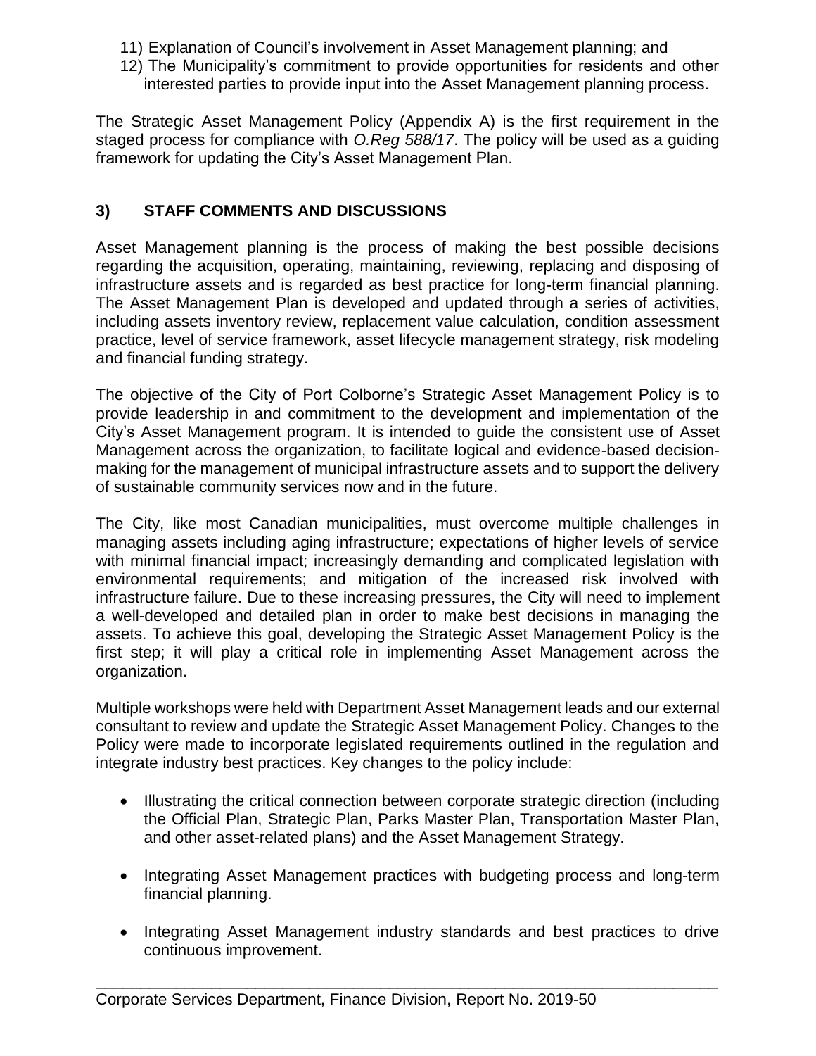11) Explanation of Council's involvement in Asset Management planning; and
12) The Municipality's commitment to provide opportunities for residents and other interested parties to provide input into the Asset Management planning process.

The Strategic Asset Management Policy (Appendix A) is the first requirement in the staged process for compliance with *O.Reg 588/17*. The policy will be used as a guiding framework for updating the City's Asset Management Plan.

## 3) STAFF COMMENTS AND DISCUSSIONS

Asset Management planning is the process of making the best possible decisions regarding the acquisition, operating, maintaining, reviewing, replacing and disposing of infrastructure assets and is regarded as best practice for long-term financial planning. The Asset Management Plan is developed and updated through a series of activities, including assets inventory review, replacement value calculation, condition assessment practice, level of service framework, asset lifecycle management strategy, risk modeling and financial funding strategy.

The objective of the City of Port Colborne's Strategic Asset Management Policy is to provide leadership in and commitment to the development and implementation of the City's Asset Management program. It is intended to guide the consistent use of Asset Management across the organization, to facilitate logical and evidence-based decision-making for the management of municipal infrastructure assets and to support the delivery of sustainable community services now and in the future.

The City, like most Canadian municipalities, must overcome multiple challenges in managing assets including aging infrastructure; expectations of higher levels of service with minimal financial impact; increasingly demanding and complicated legislation with environmental requirements; and mitigation of the increased risk involved with infrastructure failure. Due to these increasing pressures, the City will need to implement a well-developed and detailed plan in order to make best decisions in managing the assets. To achieve this goal, developing the Strategic Asset Management Policy is the first step; it will play a critical role in implementing Asset Management across the organization.

Multiple workshops were held with Department Asset Management leads and our external consultant to review and update the Strategic Asset Management Policy. Changes to the Policy were made to incorporate legislated requirements outlined in the regulation and integrate industry best practices. Key changes to the policy include:

- Illustrating the critical connection between corporate strategic direction (including the Official Plan, Strategic Plan, Parks Master Plan, Transportation Master Plan, and other asset-related plans) and the Asset Management Strategy.
- Integrating Asset Management practices with budgeting process and long-term financial planning.
- Integrating Asset Management industry standards and best practices to drive continuous improvement.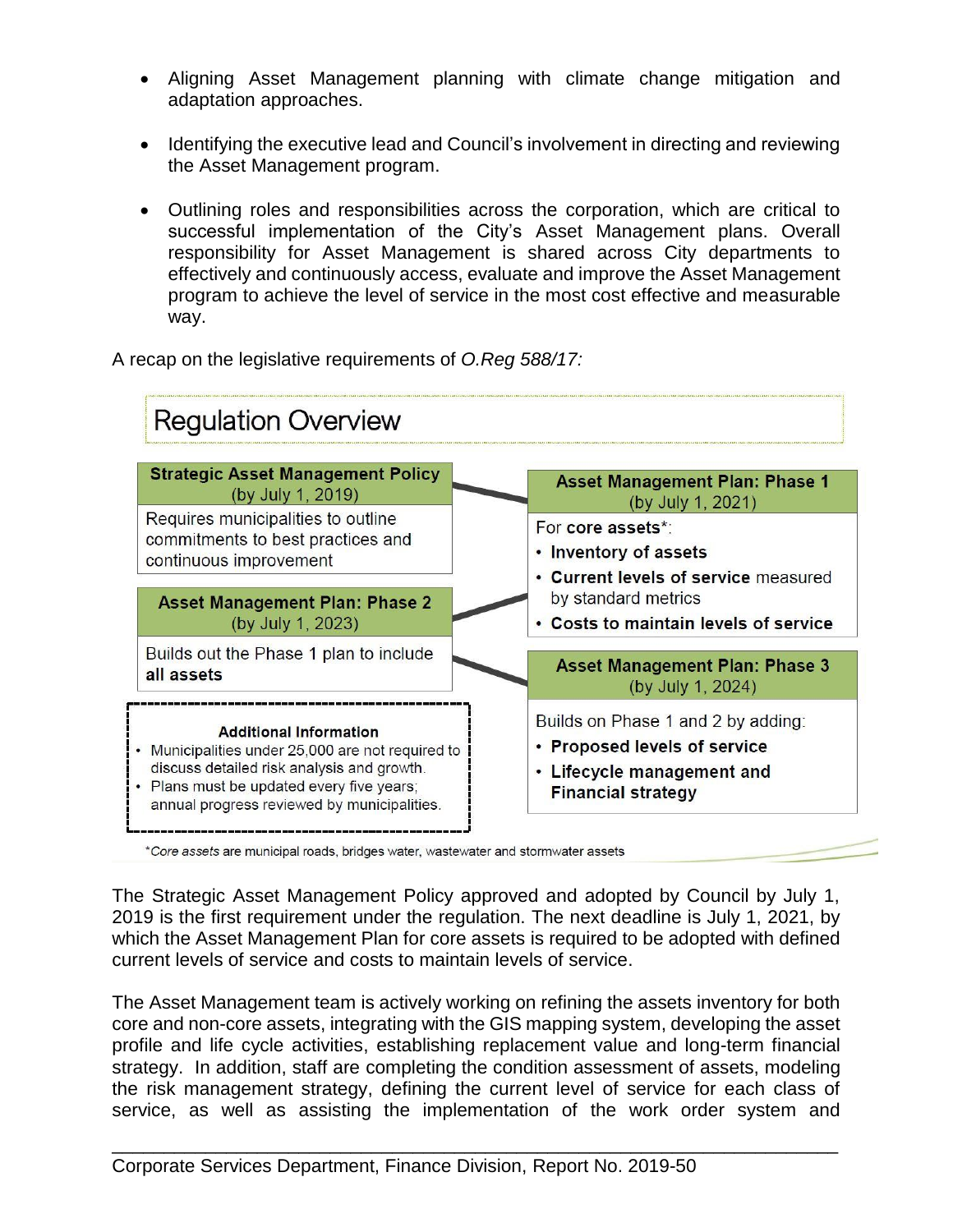- Aligning Asset Management planning with climate change mitigation and adaptation approaches.

- Identifying the executive lead and Council's involvement in directing and reviewing the Asset Management program.

- Outlining roles and responsibilities across the corporation, which are critical to successful implementation of the City's Asset Management plans. Overall responsibility for Asset Management is shared across City departments to effectively and continuously access, evaluate and improve the Asset Management program to achieve the level of service in the most cost effective and measurable way.

A recap on the legislative requirements of *O.Reg 588/17:*

## Regulation Overview

**Strategic Asset Management Policy** (by July 1, 2019)

Requires municipalities to outline commitments to best practices and continuous improvement

**Asset Management Plan: Phase 1** (by July 1, 2021)

For **core assets***:

- **Inventory of assets**
- **Current levels of service** measured by standard metrics
- **Costs to maintain levels of service**

**Asset Management Plan: Phase 2** (by July 1, 2023)

Builds out the Phase 1 plan to include **all assets**

**Asset Management Plan: Phase 3** (by July 1, 2024)

Builds on Phase 1 and 2 by adding:

- **Proposed levels of service**
- **Lifecycle management and Financial strategy**

**Additional Information**

- Municipalities under 25,000 are not required to discuss detailed risk analysis and growth.
- Plans must be updated every five years; annual progress reviewed by municipalities.

**Core assets* are municipal roads, bridges water, wastewater and stormwater assets

The Strategic Asset Management Policy approved and adopted by Council by July 1, 2019 is the first requirement under the regulation. The next deadline is July 1, 2021, by which the Asset Management Plan for core assets is required to be adopted with defined current levels of service and costs to maintain levels of service.

The Asset Management team is actively working on refining the assets inventory for both core and non-core assets, integrating with the GIS mapping system, developing the asset profile and life cycle activities, establishing replacement value and long-term financial strategy. In addition, staff are completing the condition assessment of assets, modeling the risk management strategy, defining the current level of service for each class of service, as well as assisting the implementation of the work order system and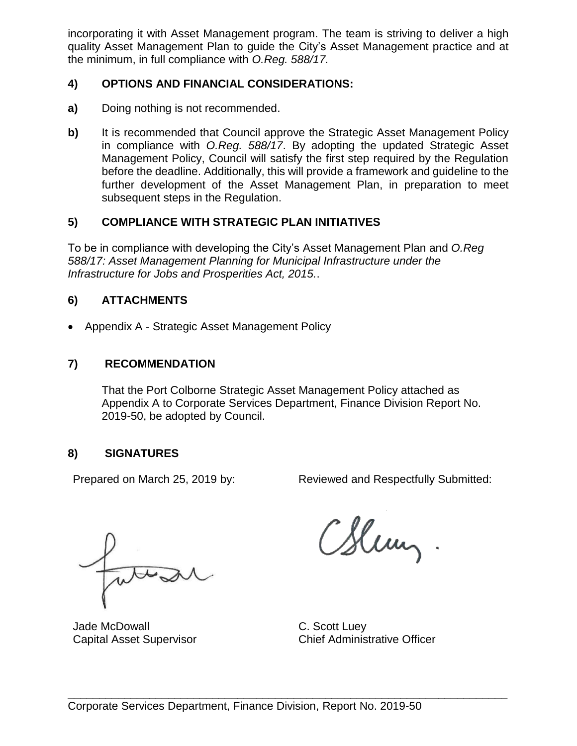incorporating it with Asset Management program. The team is striving to deliver a high quality Asset Management Plan to guide the City's Asset Management practice and at the minimum, in full compliance with *O.Reg. 588/17.*

## 4) OPTIONS AND FINANCIAL CONSIDERATIONS:

**a)** Doing nothing is not recommended.

**b)** It is recommended that Council approve the Strategic Asset Management Policy in compliance with *O.Reg. 588/17*. By adopting the updated Strategic Asset Management Policy, Council will satisfy the first step required by the Regulation before the deadline. Additionally, this will provide a framework and guideline to the further development of the Asset Management Plan, in preparation to meet subsequent steps in the Regulation.

## 5) COMPLIANCE WITH STRATEGIC PLAN INITIATIVES

To be in compliance with developing the City's Asset Management Plan and *O.Reg 588/17: Asset Management Planning for Municipal Infrastructure under the Infrastructure for Jobs and Prosperities Act, 2015.*.

## 6) ATTACHMENTS

- Appendix A - Strategic Asset Management Policy

## 7) RECOMMENDATION

That the Port Colborne Strategic Asset Management Policy attached as Appendix A to Corporate Services Department, Finance Division Report No. 2019-50, be adopted by Council.

## 8) SIGNATURES

Prepared on March 25, 2019 by:

Jade McDowall
Capital Asset Supervisor

Reviewed and Respectfully Submitted:

C. Scott Luey
Chief Administrative Officer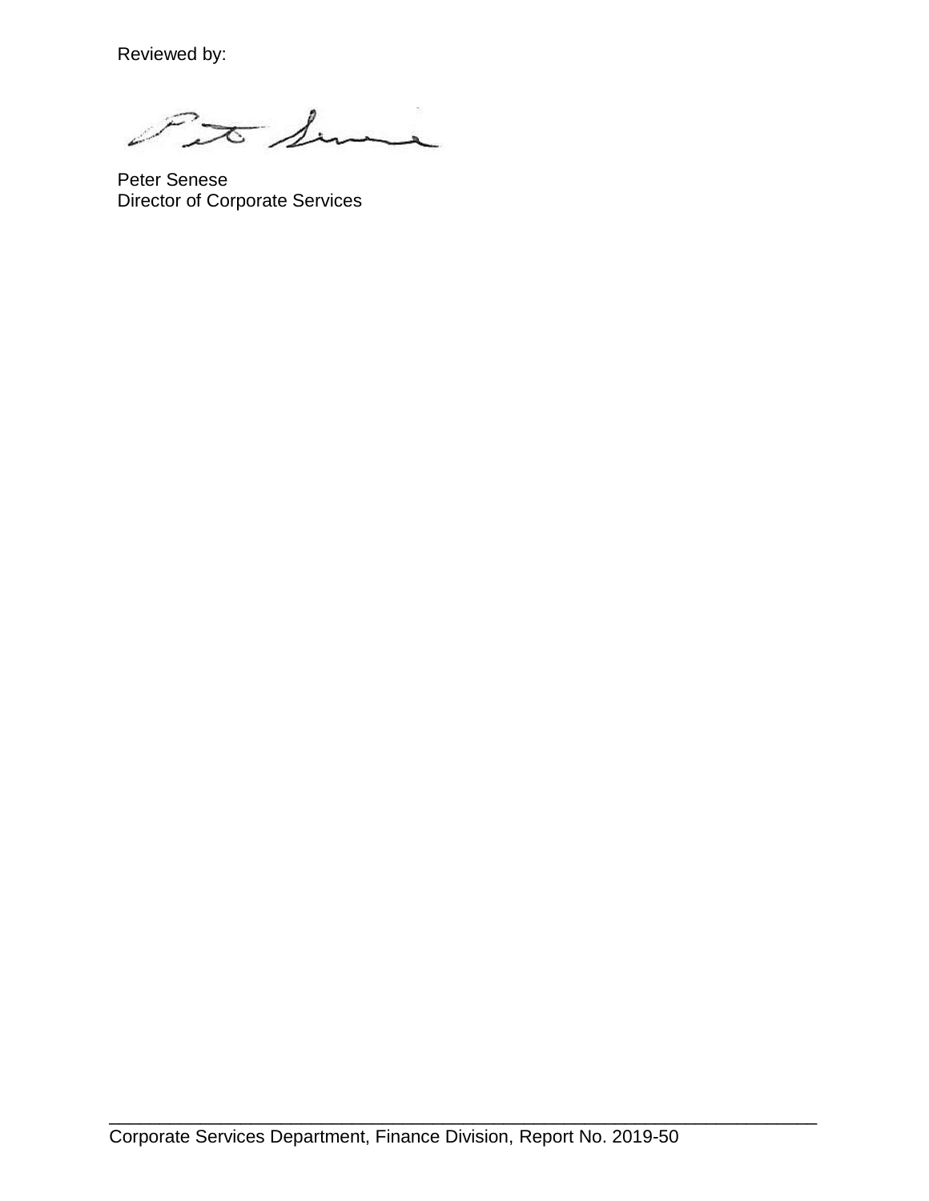Reviewed by:

Peter Senese
Director of Corporate Services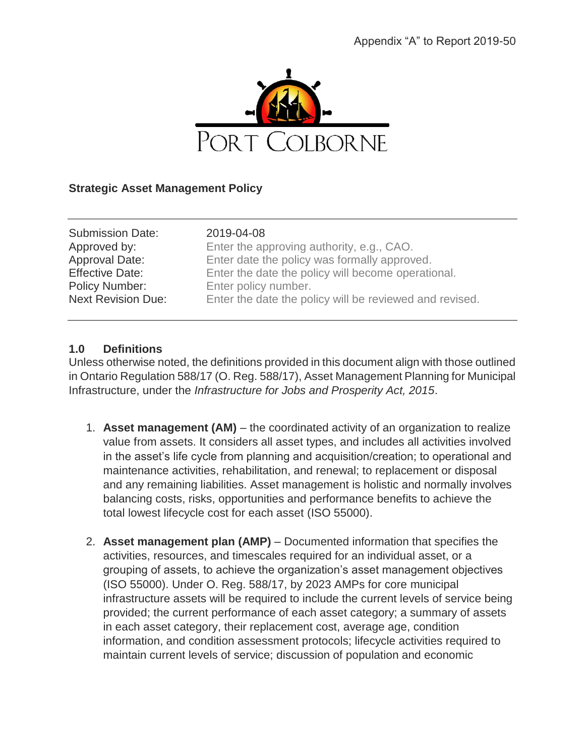Appendix “A” to Report 2019-50

PORT COLBORNE

**Strategic Asset Management Policy**

| | |
|---|---|
| Submission Date: | 2019-04-08 |
| Approved by: | Enter the approving authority, e.g., CAO. |
| Approval Date: | Enter date the policy was formally approved. |
| Effective Date: | Enter the date the policy will become operational. |
| Policy Number: | Enter policy number. |
| Next Revision Due: | Enter the date the policy will be reviewed and revised. |

## 1.0 Definitions

Unless otherwise noted, the definitions provided in this document align with those outlined in Ontario Regulation 588/17 (O. Reg. 588/17), Asset Management Planning for Municipal Infrastructure, under the *Infrastructure for Jobs and Prosperity Act, 2015*.

1. **Asset management (AM)** – the coordinated activity of an organization to realize value from assets. It considers all asset types, and includes all activities involved in the asset’s life cycle from planning and acquisition/creation; to operational and maintenance activities, rehabilitation, and renewal; to replacement or disposal and any remaining liabilities. Asset management is holistic and normally involves balancing costs, risks, opportunities and performance benefits to achieve the total lowest lifecycle cost for each asset (ISO 55000).

2. **Asset management plan (AMP)** – Documented information that specifies the activities, resources, and timescales required for an individual asset, or a grouping of assets, to achieve the organization’s asset management objectives (ISO 55000). Under O. Reg. 588/17, by 2023 AMPs for core municipal infrastructure assets will be required to include the current levels of service being provided; the current performance of each asset category; a summary of assets in each asset category, their replacement cost, average age, condition information, and condition assessment protocols; lifecycle activities required to maintain current levels of service; discussion of population and economic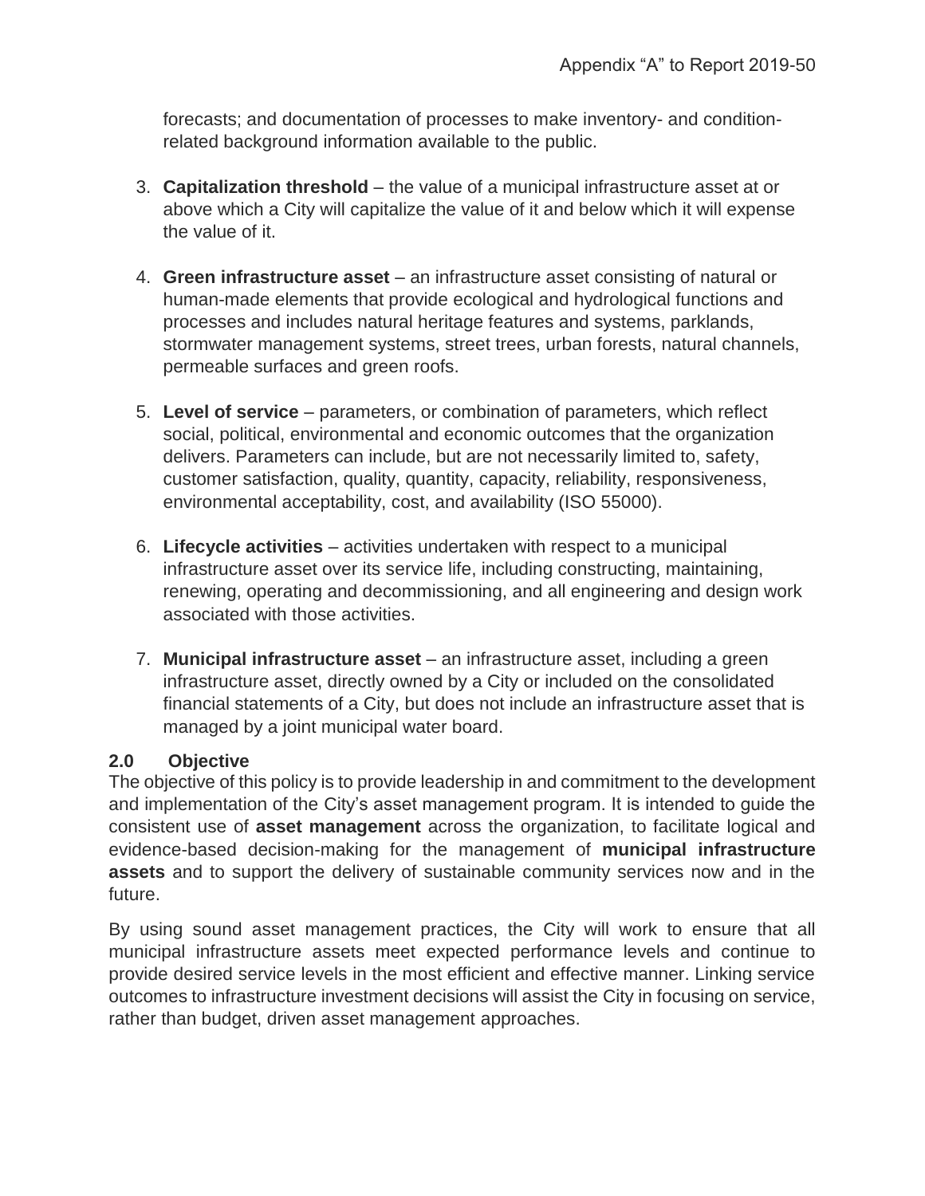forecasts; and documentation of processes to make inventory- and condition-related background information available to the public.

3. **Capitalization threshold** – the value of a municipal infrastructure asset at or above which a City will capitalize the value of it and below which it will expense the value of it.

4. **Green infrastructure asset** – an infrastructure asset consisting of natural or human-made elements that provide ecological and hydrological functions and processes and includes natural heritage features and systems, parklands, stormwater management systems, street trees, urban forests, natural channels, permeable surfaces and green roofs.

5. **Level of service** – parameters, or combination of parameters, which reflect social, political, environmental and economic outcomes that the organization delivers. Parameters can include, but are not necessarily limited to, safety, customer satisfaction, quality, quantity, capacity, reliability, responsiveness, environmental acceptability, cost, and availability (ISO 55000).

6. **Lifecycle activities** – activities undertaken with respect to a municipal infrastructure asset over its service life, including constructing, maintaining, renewing, operating and decommissioning, and all engineering and design work associated with those activities.

7. **Municipal infrastructure asset** – an infrastructure asset, including a green infrastructure asset, directly owned by a City or included on the consolidated financial statements of a City, but does not include an infrastructure asset that is managed by a joint municipal water board.

## 2.0 Objective

The objective of this policy is to provide leadership in and commitment to the development and implementation of the City's asset management program. It is intended to guide the consistent use of **asset management** across the organization, to facilitate logical and evidence-based decision-making for the management of **municipal infrastructure assets** and to support the delivery of sustainable community services now and in the future.

By using sound asset management practices, the City will work to ensure that all municipal infrastructure assets meet expected performance levels and continue to provide desired service levels in the most efficient and effective manner. Linking service outcomes to infrastructure investment decisions will assist the City in focusing on service, rather than budget, driven asset management approaches.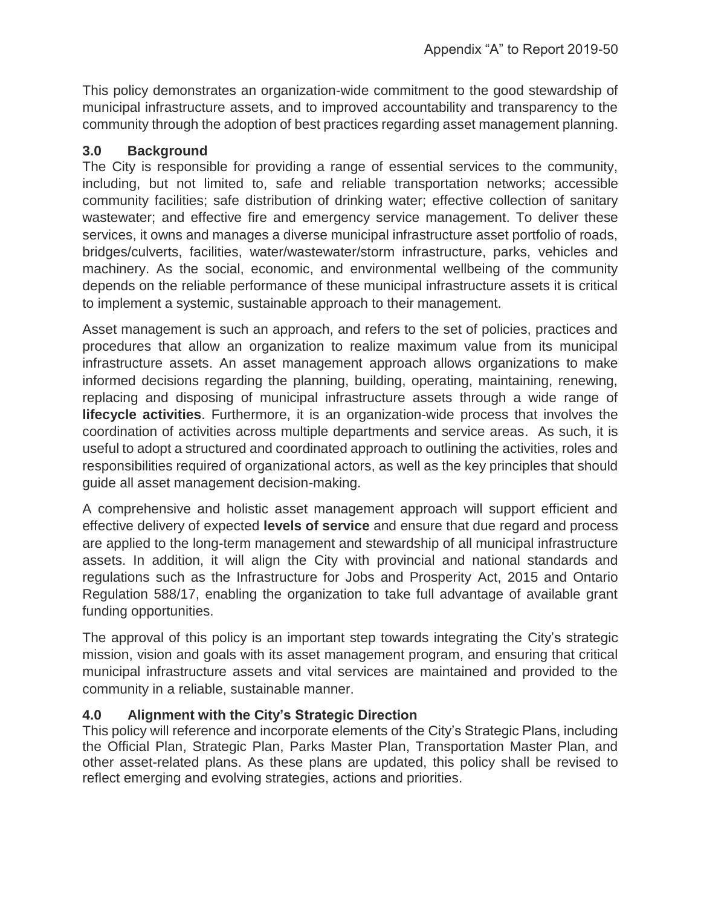This policy demonstrates an organization-wide commitment to the good stewardship of municipal infrastructure assets, and to improved accountability and transparency to the community through the adoption of best practices regarding asset management planning.

## 3.0 Background

The City is responsible for providing a range of essential services to the community, including, but not limited to, safe and reliable transportation networks; accessible community facilities; safe distribution of drinking water; effective collection of sanitary wastewater; and effective fire and emergency service management. To deliver these services, it owns and manages a diverse municipal infrastructure asset portfolio of roads, bridges/culverts, facilities, water/wastewater/storm infrastructure, parks, vehicles and machinery. As the social, economic, and environmental wellbeing of the community depends on the reliable performance of these municipal infrastructure assets it is critical to implement a systemic, sustainable approach to their management.

Asset management is such an approach, and refers to the set of policies, practices and procedures that allow an organization to realize maximum value from its municipal infrastructure assets. An asset management approach allows organizations to make informed decisions regarding the planning, building, operating, maintaining, renewing, replacing and disposing of municipal infrastructure assets through a wide range of **lifecycle activities**. Furthermore, it is an organization-wide process that involves the coordination of activities across multiple departments and service areas. As such, it is useful to adopt a structured and coordinated approach to outlining the activities, roles and responsibilities required of organizational actors, as well as the key principles that should guide all asset management decision-making.

A comprehensive and holistic asset management approach will support efficient and effective delivery of expected **levels of service** and ensure that due regard and process are applied to the long-term management and stewardship of all municipal infrastructure assets. In addition, it will align the City with provincial and national standards and regulations such as the Infrastructure for Jobs and Prosperity Act, 2015 and Ontario Regulation 588/17, enabling the organization to take full advantage of available grant funding opportunities.

The approval of this policy is an important step towards integrating the City's strategic mission, vision and goals with its asset management program, and ensuring that critical municipal infrastructure assets and vital services are maintained and provided to the community in a reliable, sustainable manner.

## 4.0 Alignment with the City's Strategic Direction

This policy will reference and incorporate elements of the City's Strategic Plans, including the Official Plan, Strategic Plan, Parks Master Plan, Transportation Master Plan, and other asset-related plans. As these plans are updated, this policy shall be revised to reflect emerging and evolving strategies, actions and priorities.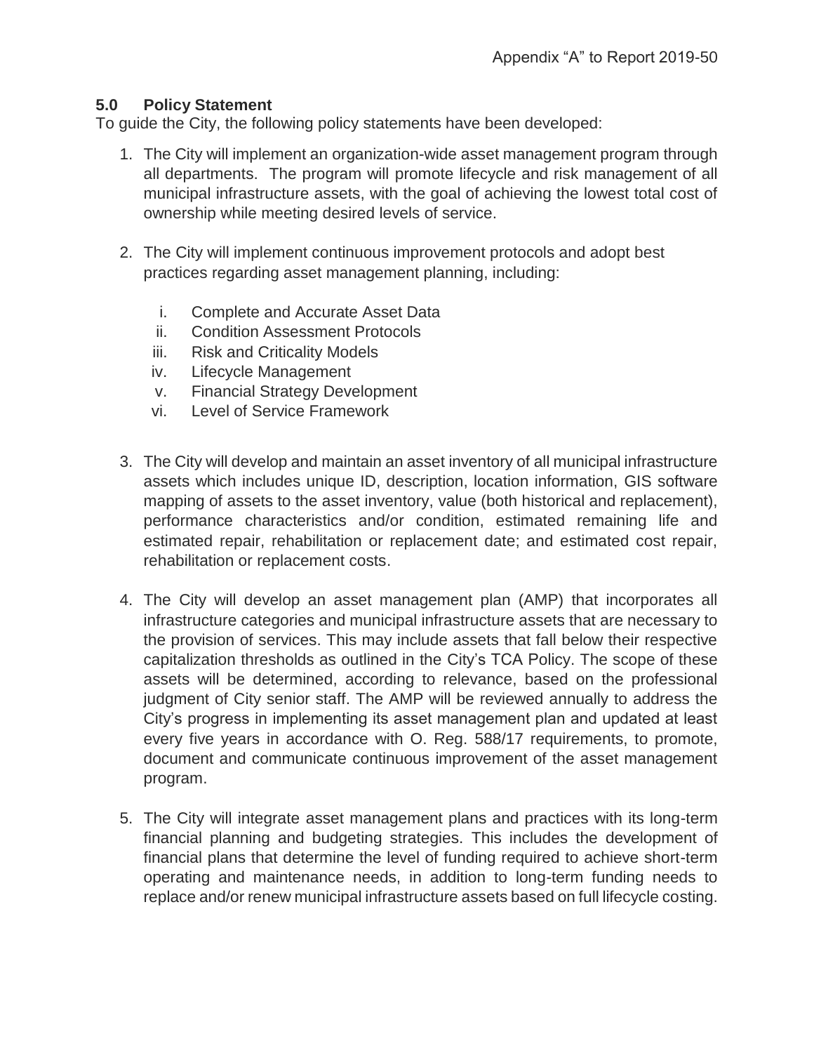## 5.0 Policy Statement

To guide the City, the following policy statements have been developed:

1. The City will implement an organization-wide asset management program through all departments. The program will promote lifecycle and risk management of all municipal infrastructure assets, with the goal of achieving the lowest total cost of ownership while meeting desired levels of service.

2. The City will implement continuous improvement protocols and adopt best practices regarding asset management planning, including:

   i. Complete and Accurate Asset Data
   ii. Condition Assessment Protocols
   iii. Risk and Criticality Models
   iv. Lifecycle Management
   v. Financial Strategy Development
   vi. Level of Service Framework

3. The City will develop and maintain an asset inventory of all municipal infrastructure assets which includes unique ID, description, location information, GIS software mapping of assets to the asset inventory, value (both historical and replacement), performance characteristics and/or condition, estimated remaining life and estimated repair, rehabilitation or replacement date; and estimated cost repair, rehabilitation or replacement costs.

4. The City will develop an asset management plan (AMP) that incorporates all infrastructure categories and municipal infrastructure assets that are necessary to the provision of services. This may include assets that fall below their respective capitalization thresholds as outlined in the City's TCA Policy. The scope of these assets will be determined, according to relevance, based on the professional judgment of City senior staff. The AMP will be reviewed annually to address the City's progress in implementing its asset management plan and updated at least every five years in accordance with O. Reg. 588/17 requirements, to promote, document and communicate continuous improvement of the asset management program.

5. The City will integrate asset management plans and practices with its long-term financial planning and budgeting strategies. This includes the development of financial plans that determine the level of funding required to achieve short-term operating and maintenance needs, in addition to long-term funding needs to replace and/or renew municipal infrastructure assets based on full lifecycle costing.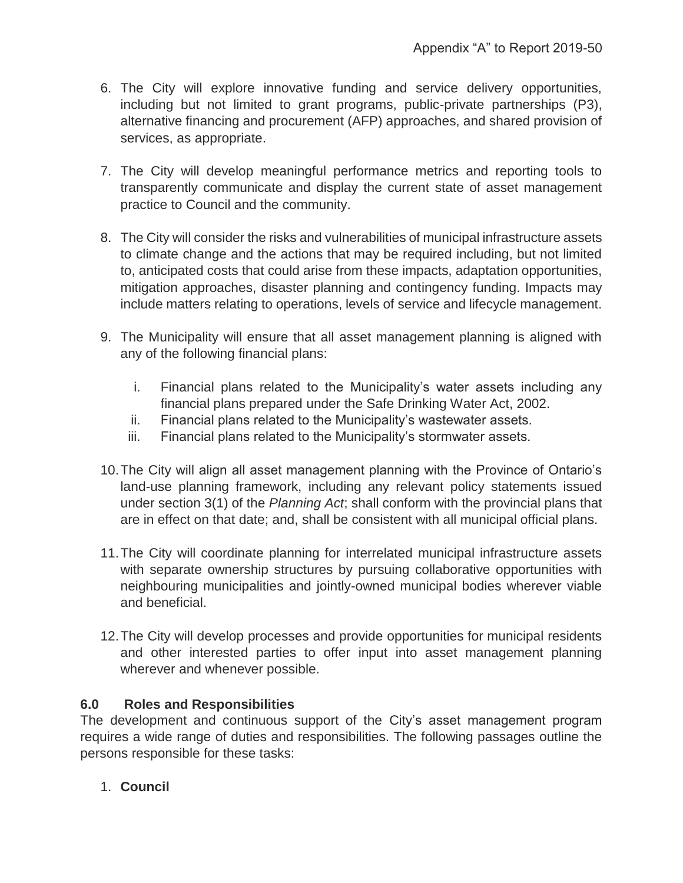6. The City will explore innovative funding and service delivery opportunities, including but not limited to grant programs, public-private partnerships (P3), alternative financing and procurement (AFP) approaches, and shared provision of services, as appropriate.

7. The City will develop meaningful performance metrics and reporting tools to transparently communicate and display the current state of asset management practice to Council and the community.

8. The City will consider the risks and vulnerabilities of municipal infrastructure assets to climate change and the actions that may be required including, but not limited to, anticipated costs that could arise from these impacts, adaptation opportunities, mitigation approaches, disaster planning and contingency funding. Impacts may include matters relating to operations, levels of service and lifecycle management.

9. The Municipality will ensure that all asset management planning is aligned with any of the following financial plans:

    i. Financial plans related to the Municipality's water assets including any financial plans prepared under the Safe Drinking Water Act, 2002.
    ii. Financial plans related to the Municipality's wastewater assets.
    iii. Financial plans related to the Municipality's stormwater assets.

10. The City will align all asset management planning with the Province of Ontario's land-use planning framework, including any relevant policy statements issued under section 3(1) of the *Planning Act*; shall conform with the provincial plans that are in effect on that date; and, shall be consistent with all municipal official plans.

11. The City will coordinate planning for interrelated municipal infrastructure assets with separate ownership structures by pursuing collaborative opportunities with neighbouring municipalities and jointly-owned municipal bodies wherever viable and beneficial.

12. The City will develop processes and provide opportunities for municipal residents and other interested parties to offer input into asset management planning wherever and whenever possible.

### 6.0 Roles and Responsibilities

The development and continuous support of the City's asset management program requires a wide range of duties and responsibilities. The following passages outline the persons responsible for these tasks:

1. **Council**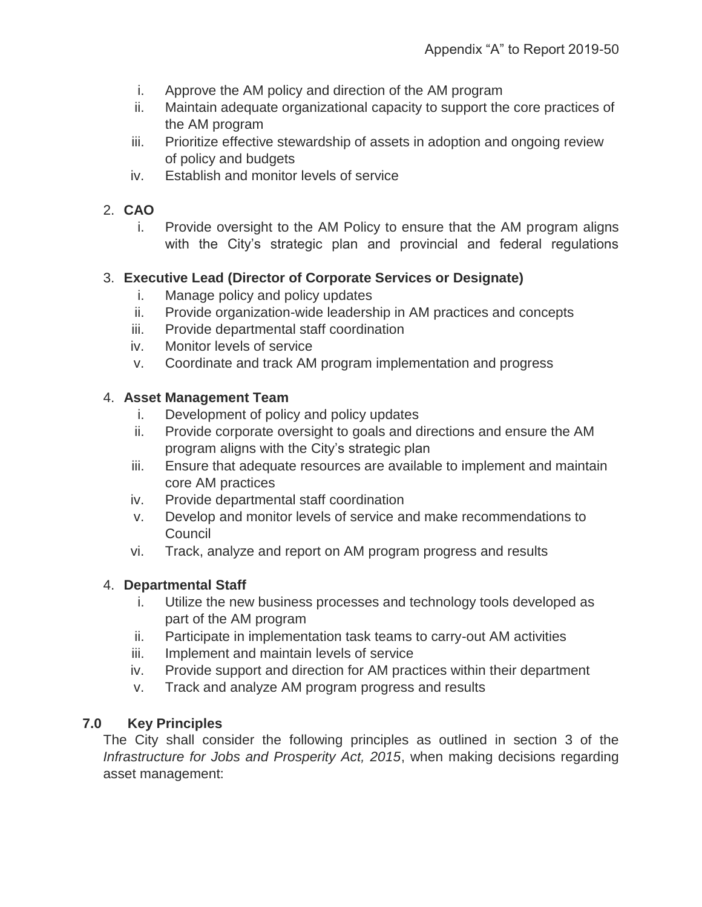i. Approve the AM policy and direction of the AM program
ii. Maintain adequate organizational capacity to support the core practices of the AM program
iii. Prioritize effective stewardship of assets in adoption and ongoing review of policy and budgets
iv. Establish and monitor levels of service

2. **CAO**
   i. Provide oversight to the AM Policy to ensure that the AM program aligns with the City's strategic plan and provincial and federal regulations

3. **Executive Lead (Director of Corporate Services or Designate)**
   i. Manage policy and policy updates
   ii. Provide organization-wide leadership in AM practices and concepts
   iii. Provide departmental staff coordination
   iv. Monitor levels of service
   v. Coordinate and track AM program implementation and progress

4. **Asset Management Team**
   i. Development of policy and policy updates
   ii. Provide corporate oversight to goals and directions and ensure the AM program aligns with the City's strategic plan
   iii. Ensure that adequate resources are available to implement and maintain core AM practices
   iv. Provide departmental staff coordination
   v. Develop and monitor levels of service and make recommendations to Council
   vi. Track, analyze and report on AM program progress and results

4. **Departmental Staff**
   i. Utilize the new business processes and technology tools developed as part of the AM program
   ii. Participate in implementation task teams to carry-out AM activities
   iii. Implement and maintain levels of service
   iv. Provide support and direction for AM practices within their department
   v. Track and analyze AM program progress and results

## 7.0 Key Principles

The City shall consider the following principles as outlined in section 3 of the *Infrastructure for Jobs and Prosperity Act, 2015*, when making decisions regarding asset management: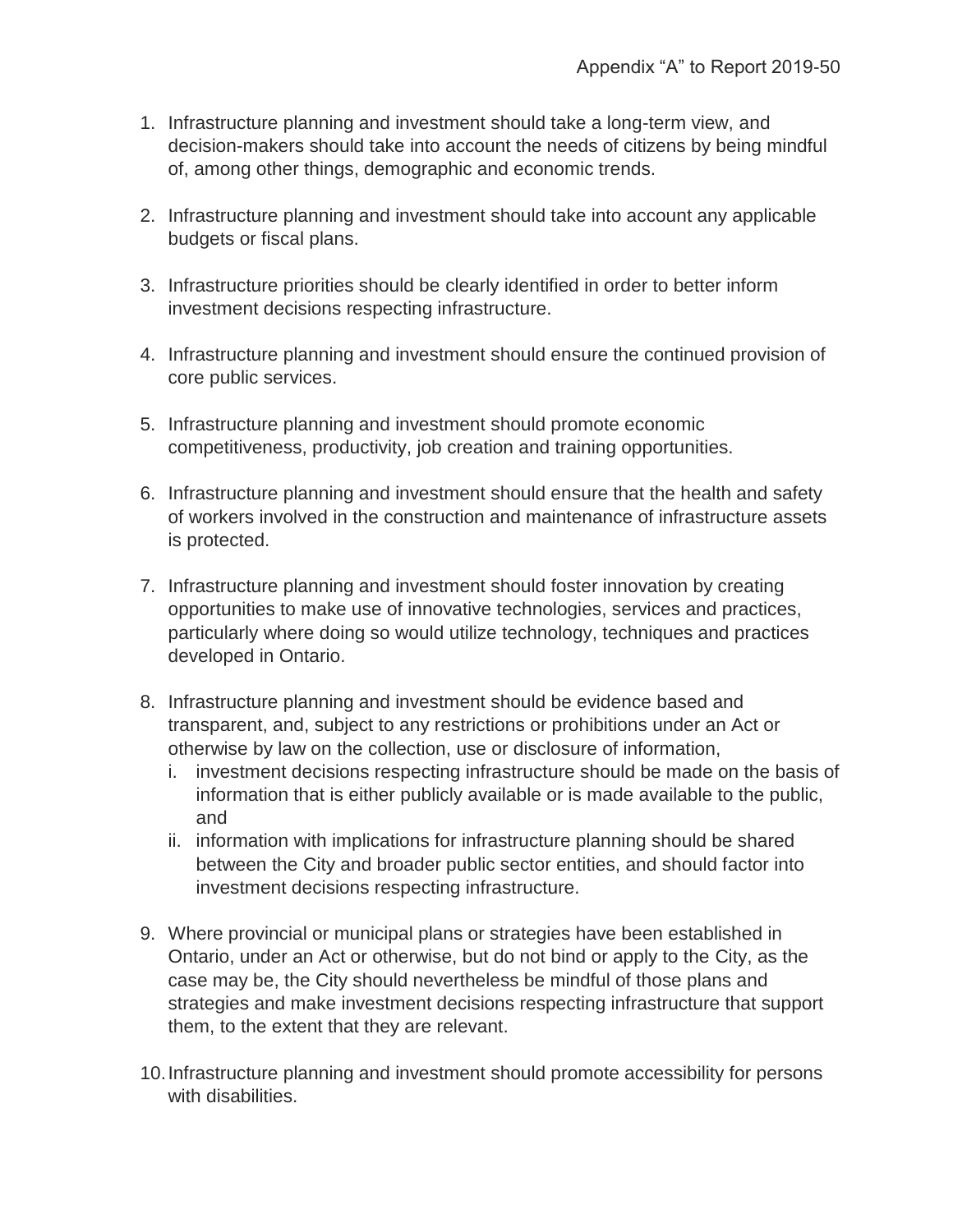Appendix "A" to Report 2019-50

1. Infrastructure planning and investment should take a long-term view, and decision-makers should take into account the needs of citizens by being mindful of, among other things, demographic and economic trends.

2. Infrastructure planning and investment should take into account any applicable budgets or fiscal plans.

3. Infrastructure priorities should be clearly identified in order to better inform investment decisions respecting infrastructure.

4. Infrastructure planning and investment should ensure the continued provision of core public services.

5. Infrastructure planning and investment should promote economic competitiveness, productivity, job creation and training opportunities.

6. Infrastructure planning and investment should ensure that the health and safety of workers involved in the construction and maintenance of infrastructure assets is protected.

7. Infrastructure planning and investment should foster innovation by creating opportunities to make use of innovative technologies, services and practices, particularly where doing so would utilize technology, techniques and practices developed in Ontario.

8. Infrastructure planning and investment should be evidence based and transparent, and, subject to any restrictions or prohibitions under an Act or otherwise by law on the collection, use or disclosure of information,
   i. investment decisions respecting infrastructure should be made on the basis of information that is either publicly available or is made available to the public, and
   ii. information with implications for infrastructure planning should be shared between the City and broader public sector entities, and should factor into investment decisions respecting infrastructure.

9. Where provincial or municipal plans or strategies have been established in Ontario, under an Act or otherwise, but do not bind or apply to the City, as the case may be, the City should nevertheless be mindful of those plans and strategies and make investment decisions respecting infrastructure that support them, to the extent that they are relevant.

10. Infrastructure planning and investment should promote accessibility for persons with disabilities.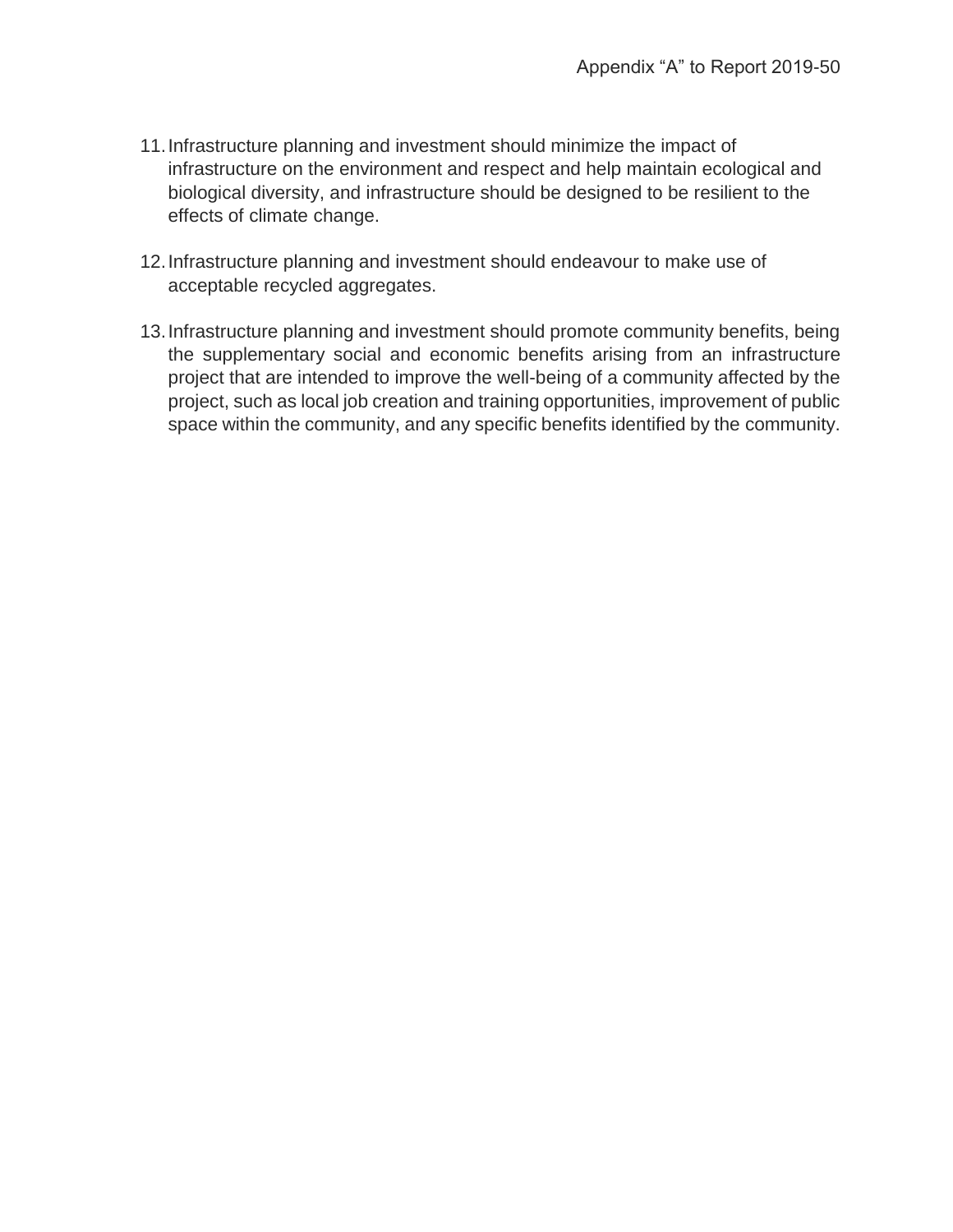11. Infrastructure planning and investment should minimize the impact of infrastructure on the environment and respect and help maintain ecological and biological diversity, and infrastructure should be designed to be resilient to the effects of climate change.

12. Infrastructure planning and investment should endeavour to make use of acceptable recycled aggregates.

13. Infrastructure planning and investment should promote community benefits, being the supplementary social and economic benefits arising from an infrastructure project that are intended to improve the well-being of a community affected by the project, such as local job creation and training opportunities, improvement of public space within the community, and any specific benefits identified by the community.